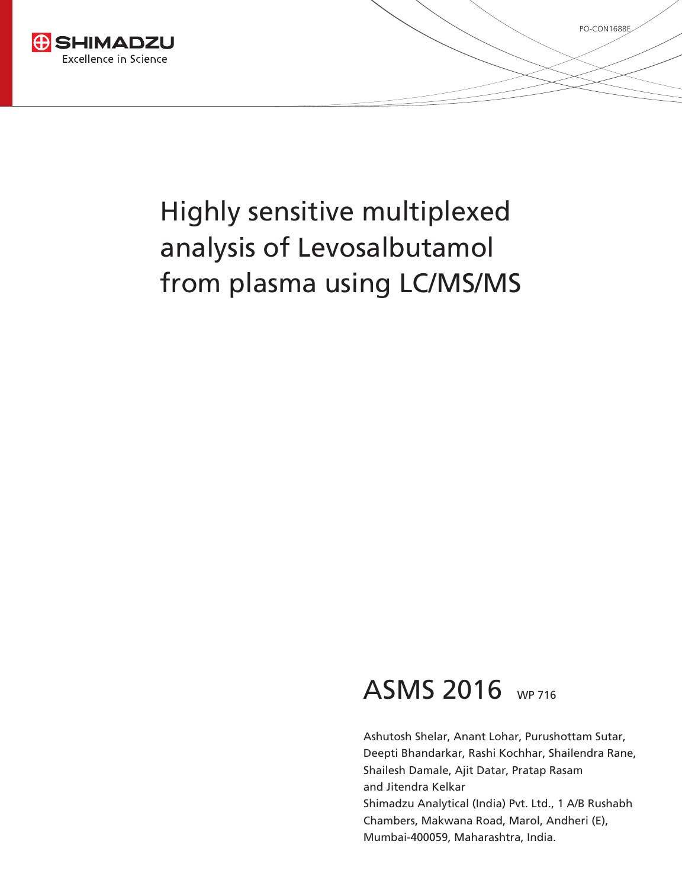SHIMADZU
Excellence in Science

PO-CON1688E

# Highly sensitive multiplexed analysis of Levosalbutamol from plasma using LC/MS/MS

## ASMS 2016 WP 716

Ashutosh Shelar, Anant Lohar, Purushottam Sutar, Deepti Bhandarkar, Rashi Kochhar, Shailendra Rane, Shailesh Damale, Ajit Datar, Pratap Rasam and Jitendra Kelkar
Shimadzu Analytical (India) Pvt. Ltd., 1 A/B Rushabh Chambers, Makwana Road, Marol, Andheri (E), Mumbai-400059, Maharashtra, India.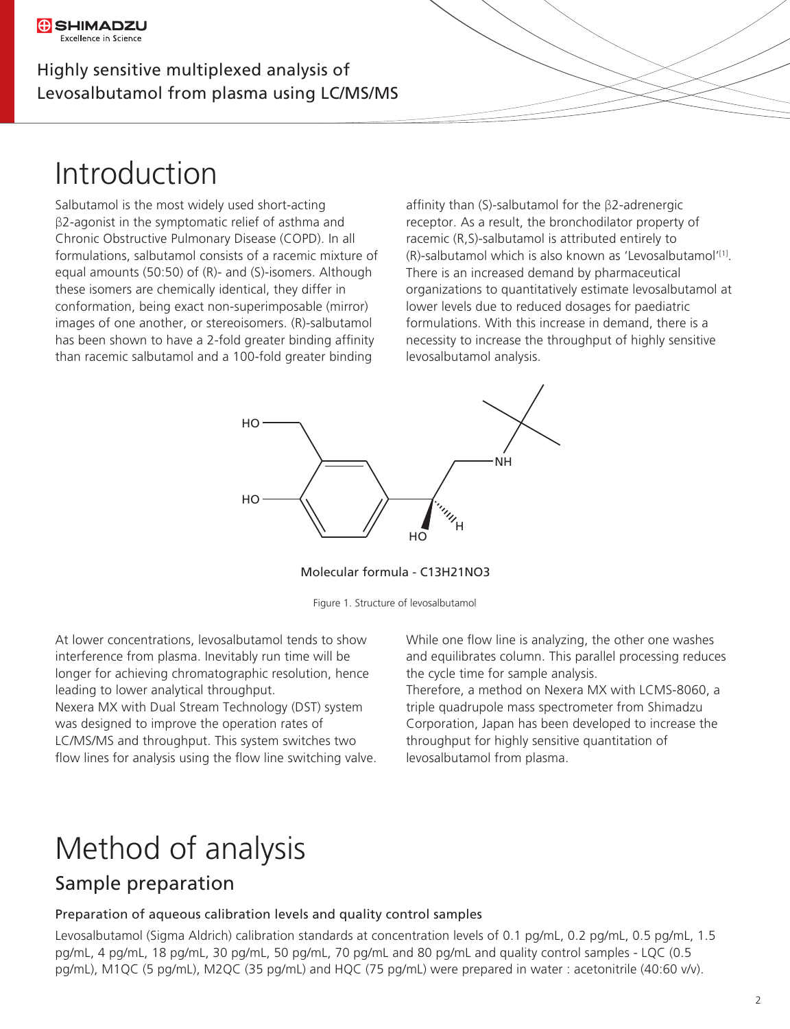# Introduction

Salbutamol is the most widely used short-acting β2-agonist in the symptomatic relief of asthma and Chronic Obstructive Pulmonary Disease (COPD). In all formulations, salbutamol consists of a racemic mixture of equal amounts (50:50) of (R)- and (S)-isomers. Although these isomers are chemically identical, they differ in conformation, being exact non-superimposable (mirror) images of one another, or stereoisomers. (R)-salbutamol has been shown to have a 2-fold greater binding affinity than racemic salbutamol and a 100-fold greater binding affinity than (S)-salbutamol for the β2-adrenergic receptor. As a result, the bronchodilator property of racemic (R,S)-salbutamol is attributed entirely to (R)-salbutamol which is also known as 'Levosalbutamol'[1]. There is an increased demand by pharmaceutical organizations to quantitatively estimate levosalbutamol at lower levels due to reduced dosages for paediatric formulations. With this increase in demand, there is a necessity to increase the throughput of highly sensitive levosalbutamol analysis.

Molecular formula - $C_{13}H_{21}NO_3$

Figure 1. Structure of levosalbutamol

At lower concentrations, levosalbutamol tends to show interference from plasma. Inevitably run time will be longer for achieving chromatographic resolution, hence leading to lower analytical throughput.
Nexera MX with Dual Stream Technology (DST) system was designed to improve the operation rates of LC/MS/MS and throughput. This system switches two flow lines for analysis using the flow line switching valve. While one flow line is analyzing, the other one washes and equilibrates column. This parallel processing reduces the cycle time for sample analysis.
Therefore, a method on Nexera MX with LCMS-8060, a triple quadrupole mass spectrometer from Shimadzu Corporation, Japan has been developed to increase the throughput for highly sensitive quantitation of levosalbutamol from plasma.

# Method of analysis

## Sample preparation

### Preparation of aqueous calibration levels and quality control samples

Levosalbutamol (Sigma Aldrich) calibration standards at concentration levels of 0.1 pg/mL, 0.2 pg/mL, 0.5 pg/mL, 1.5 pg/mL, 4 pg/mL, 18 pg/mL, 30 pg/mL, 50 pg/mL, 70 pg/mL and 80 pg/mL and quality control samples - LQC (0.5 pg/mL), M1QC (5 pg/mL), M2QC (35 pg/mL) and HQC (75 pg/mL) were prepared in water : acetonitrile (40:60 v/v).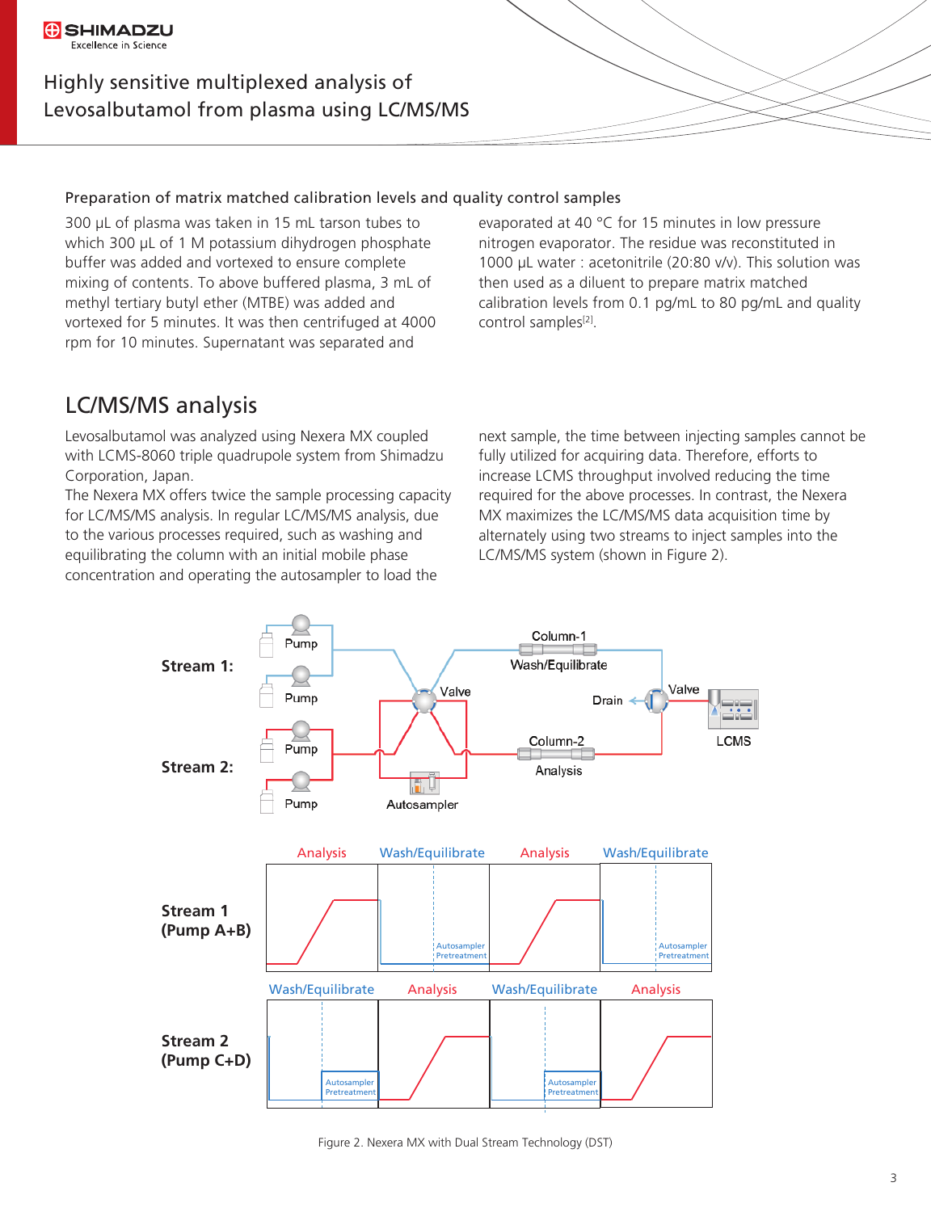### Preparation of matrix matched calibration levels and quality control samples

300 µL of plasma was taken in 15 mL tarson tubes to which 300 µL of 1 M potassium dihydrogen phosphate buffer was added and vortexed to ensure complete mixing of contents. To above buffered plasma, 3 mL of methyl tertiary butyl ether (MTBE) was added and vortexed for 5 minutes. It was then centrifuged at 4000 rpm for 10 minutes. Supernatant was separated and evaporated at 40 °C for 15 minutes in low pressure nitrogen evaporator. The residue was reconstituted in 1000 µL water : acetonitrile (20:80 v/v). This solution was then used as a diluent to prepare matrix matched calibration levels from 0.1 pg/mL to 80 pg/mL and quality control samples[2].

## LC/MS/MS analysis

Levosalbutamol was analyzed using Nexera MX coupled with LCMS-8060 triple quadrupole system from Shimadzu Corporation, Japan.

The Nexera MX offers twice the sample processing capacity for LC/MS/MS analysis. In regular LC/MS/MS analysis, due to the various processes required, such as washing and equilibrating the column with an initial mobile phase concentration and operating the autosampler to load the next sample, the time between injecting samples cannot be fully utilized for acquiring data. Therefore, efforts to increase LCMS throughput involved reducing the time required for the above processes. In contrast, the Nexera MX maximizes the LC/MS/MS data acquisition time by alternately using two streams to inject samples into the LC/MS/MS system (shown in Figure 2).

Figure 2. Nexera MX with Dual Stream Technology (DST)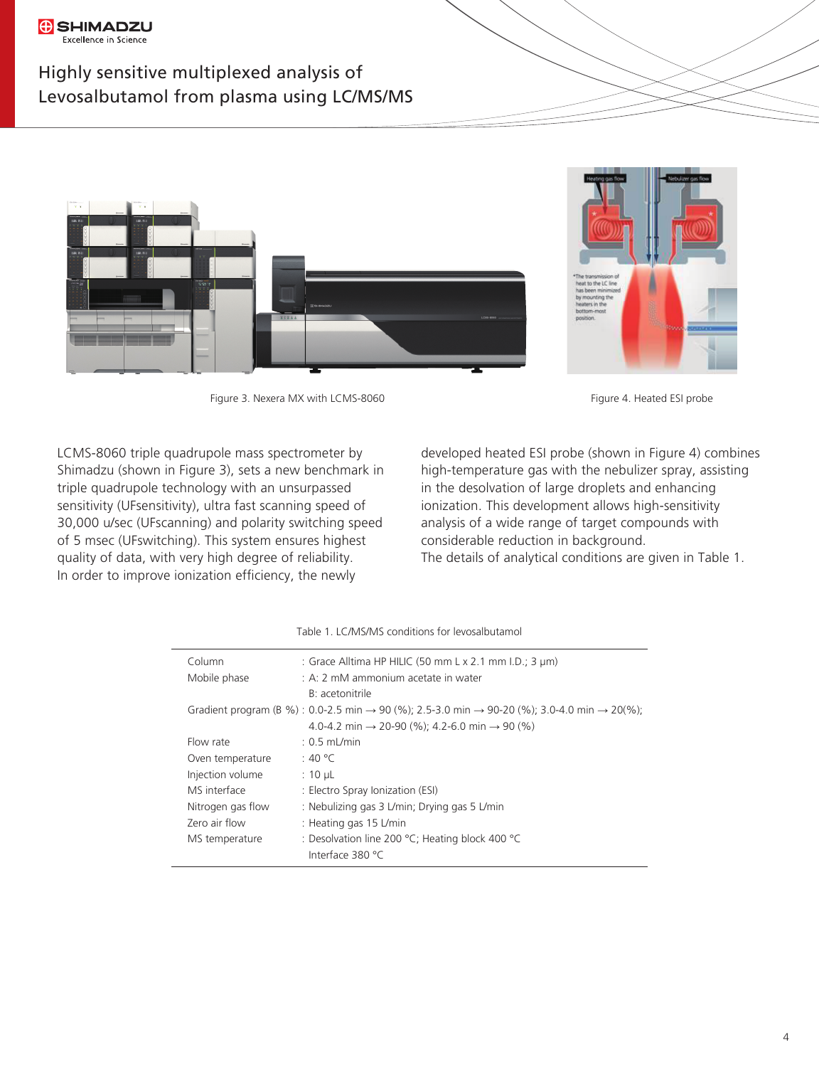Figure 3. Nexera MX with LCMS-8060

Figure 4. Heated ESI probe

LCMS-8060 triple quadrupole mass spectrometer by Shimadzu (shown in Figure 3), sets a new benchmark in triple quadrupole technology with an unsurpassed sensitivity (UFsensitivity), ultra fast scanning speed of 30,000 u/sec (UFscanning) and polarity switching speed of 5 msec (UFswitching). This system ensures highest quality of data, with very high degree of reliability.
In order to improve ionization efficiency, the newly developed heated ESI probe (shown in Figure 4) combines high-temperature gas with the nebulizer spray, assisting in the desolvation of large droplets and enhancing ionization. This development allows high-sensitivity analysis of a wide range of target compounds with considerable reduction in background.
The details of analytical conditions are given in Table 1.

Table 1. LC/MS/MS conditions for levosalbutamol

| Parameter | Condition |
|---|---|
| Column | : Grace Alltima HP HILIC (50 mm L x 2.1 mm I.D.; 3 µm) |
| Mobile phase | : A: 2 mM ammonium acetate in water<br>B: acetonitrile |
| Gradient program (B %) | : 0.0-2.5 min → 90 (%); 2.5-3.0 min → 90-20 (%); 3.0-4.0 min → 20(%); 4.0-4.2 min → 20-90 (%); 4.2-6.0 min → 90 (%) |
| Flow rate | : 0.5 mL/min |
| Oven temperature | : 40 °C |
| Injection volume | : 10 µL |
| MS interface | : Electro Spray Ionization (ESI) |
| Nitrogen gas flow | : Nebulizing gas 3 L/min; Drying gas 5 L/min |
| Zero air flow | : Heating gas 15 L/min |
| MS temperature | : Desolvation line 200 °C; Heating block 400 °C<br>Interface 380 °C |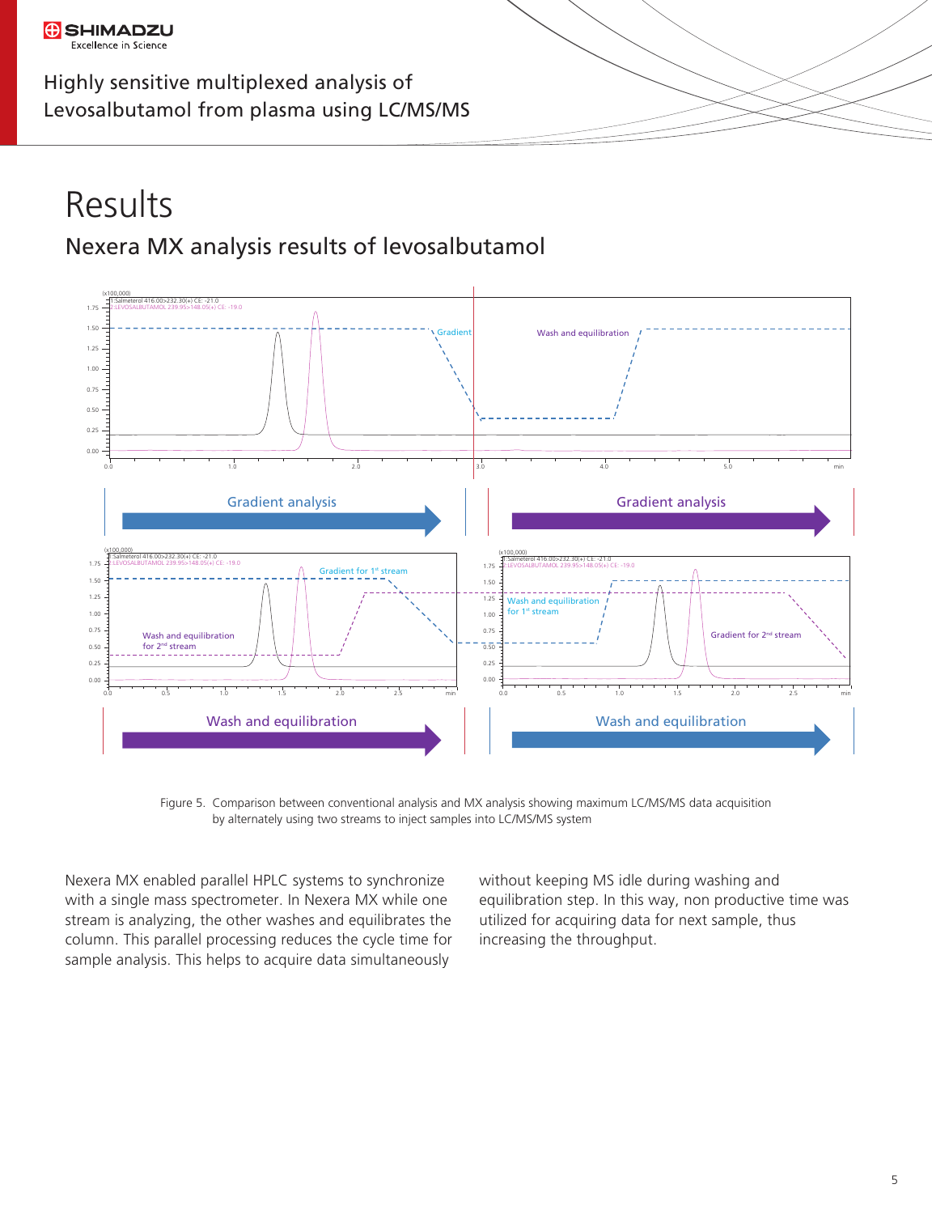# Results

## Nexera MX analysis results of levosalbutamol

Figure 5. Comparison between conventional analysis and MX analysis showing maximum LC/MS/MS data acquisition by alternately using two streams to inject samples into LC/MS/MS system

Nexera MX enabled parallel HPLC systems to synchronize with a single mass spectrometer. In Nexera MX while one stream is analyzing, the other washes and equilibrates the column. This parallel processing reduces the cycle time for sample analysis. This helps to acquire data simultaneously without keeping MS idle during washing and equilibration step. In this way, non productive time was utilized for acquiring data for next sample, thus increasing the throughput.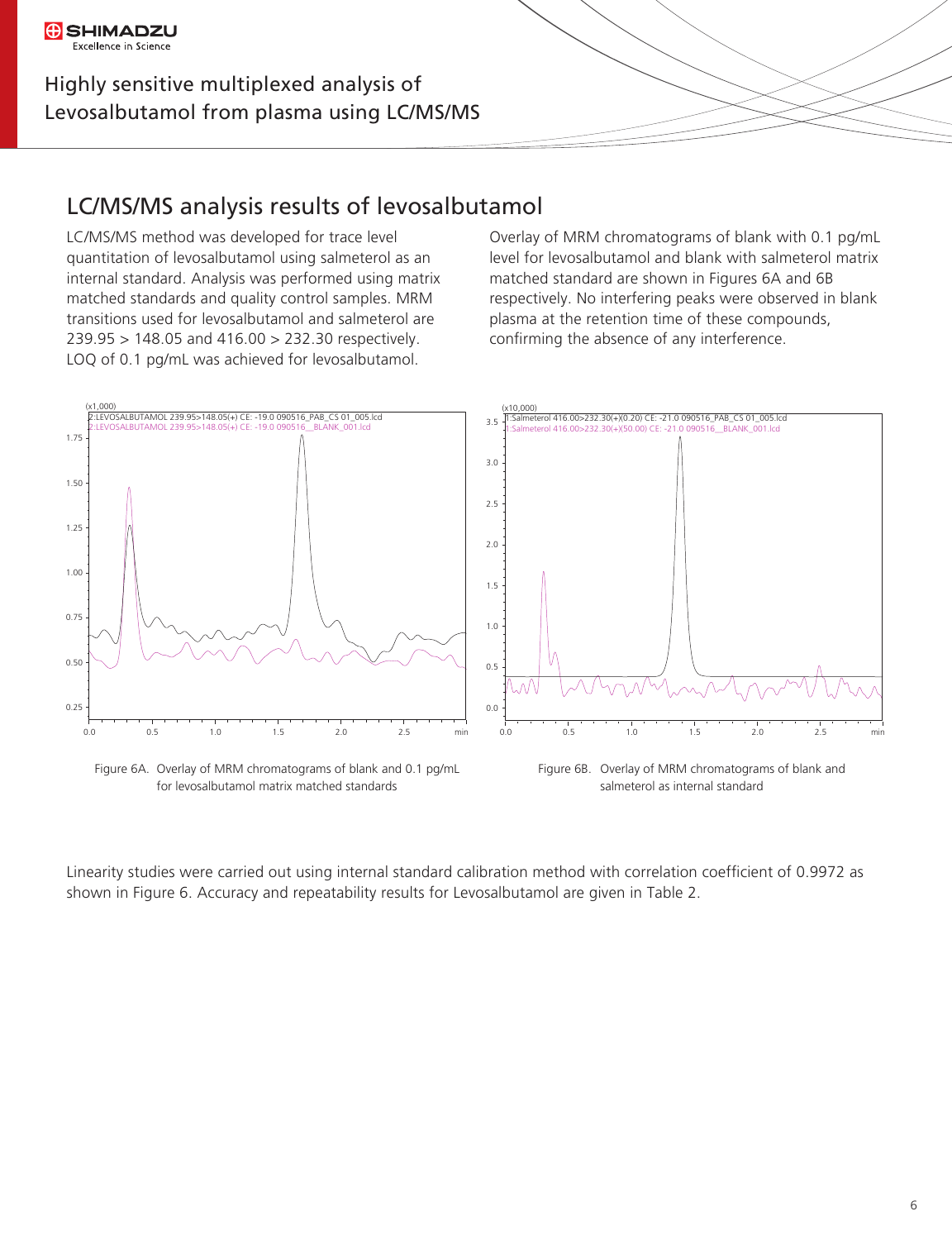## LC/MS/MS analysis results of levosalbutamol

LC/MS/MS method was developed for trace level quantitation of levosalbutamol using salmeterol as an internal standard. Analysis was performed using matrix matched standards and quality control samples. MRM transitions used for levosalbutamol and salmeterol are 239.95 > 148.05 and 416.00 > 232.30 respectively. LOQ of 0.1 pg/mL was achieved for levosalbutamol.

Overlay of MRM chromatograms of blank with 0.1 pg/mL level for levosalbutamol and blank with salmeterol matrix matched standard are shown in Figures 6A and 6B respectively. No interfering peaks were observed in blank plasma at the retention time of these compounds, confirming the absence of any interference.

Figure 6A. Overlay of MRM chromatograms of blank and 0.1 pg/mL for levosalbutamol matrix matched standards

Figure 6B. Overlay of MRM chromatograms of blank and salmeterol as internal standard

Linearity studies were carried out using internal standard calibration method with correlation coefficient of 0.9972 as shown in Figure 6. Accuracy and repeatability results for Levosalbutamol are given in Table 2.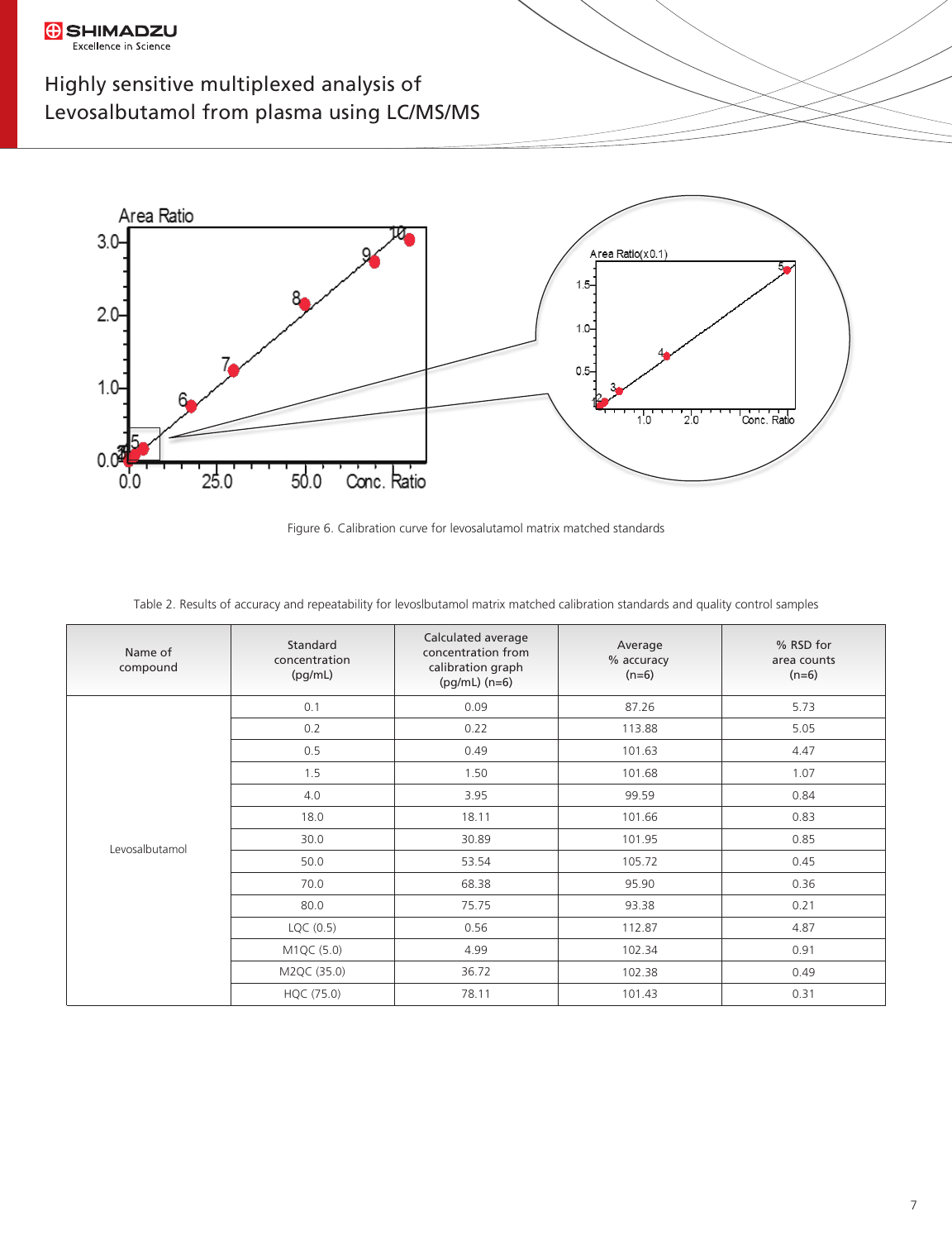Figure 6. Calibration curve for levosalutamol matrix matched standards

Table 2. Results of accuracy and repeatability for levoslbutamol matrix matched calibration standards and quality control samples

| Name of compound | Standard concentration (pg/mL) | Calculated average concentration from calibration graph (pg/mL) (n=6) | Average % accuracy (n=6) | % RSD for area counts (n=6) |
|---|---|---|---|---|
| Levosalbutamol | 0.1 | 0.09 | 87.26 | 5.73 |
| | 0.2 | 0.22 | 113.88 | 5.05 |
| | 0.5 | 0.49 | 101.63 | 4.47 |
| | 1.5 | 1.50 | 101.68 | 1.07 |
| | 4.0 | 3.95 | 99.59 | 0.84 |
| | 18.0 | 18.11 | 101.66 | 0.83 |
| | 30.0 | 30.89 | 101.95 | 0.85 |
| | 50.0 | 53.54 | 105.72 | 0.45 |
| | 70.0 | 68.38 | 95.90 | 0.36 |
| | 80.0 | 75.75 | 93.38 | 0.21 |
| | LQC (0.5) | 0.56 | 112.87 | 4.87 |
| | M1QC (5.0) | 4.99 | 102.34 | 0.91 |
| | M2QC (35.0) | 36.72 | 102.38 | 0.49 |
| | HQC (75.0) | 78.11 | 101.43 | 0.31 |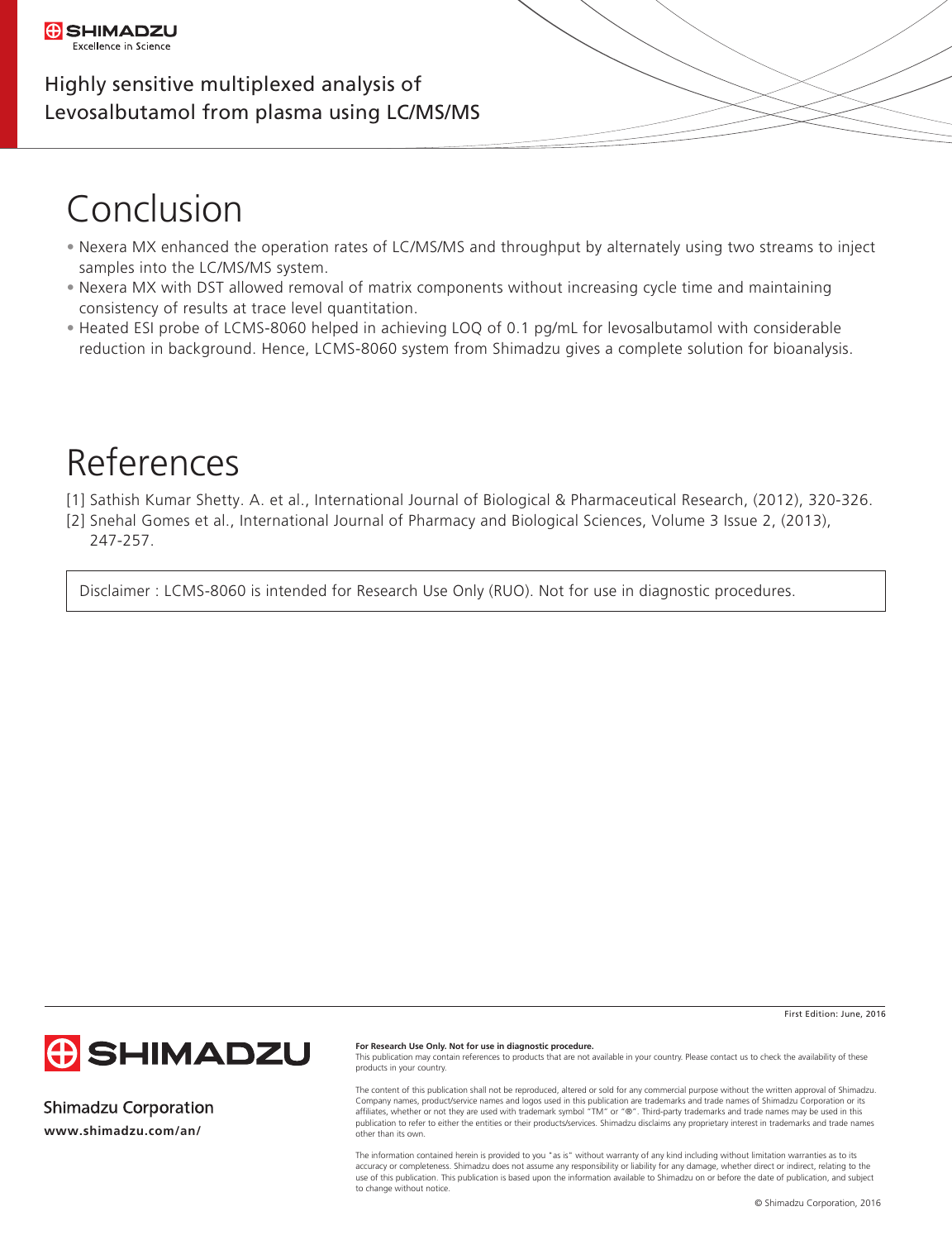# Conclusion

- Nexera MX enhanced the operation rates of LC/MS/MS and throughput by alternately using two streams to inject samples into the LC/MS/MS system.
- Nexera MX with DST allowed removal of matrix components without increasing cycle time and maintaining consistency of results at trace level quantitation.
- Heated ESI probe of LCMS-8060 helped in achieving LOQ of 0.1 pg/mL for levosalbutamol with considerable reduction in background. Hence, LCMS-8060 system from Shimadzu gives a complete solution for bioanalysis.

# References

[1] Sathish Kumar Shetty. A. et al., International Journal of Biological & Pharmaceutical Research, (2012), 320-326.
[2] Snehal Gomes et al., International Journal of Pharmacy and Biological Sciences, Volume 3 Issue 2, (2013), 247-257.

Disclaimer : LCMS-8060 is intended for Research Use Only (RUO). Not for use in diagnostic procedures.

First Edition: June, 2016

Shimadzu Corporation
www.shimadzu.com/an/

**For Research Use Only. Not for use in diagnostic procedure.**
This publication may contain references to products that are not available in your country. Please contact us to check the availability of these products in your country.

The content of this publication shall not be reproduced, altered or sold for any commercial purpose without the written approval of Shimadzu. Company names, product/service names and logos used in this publication are trademarks and trade names of Shimadzu Corporation or its affiliates, whether or not they are used with trademark symbol "TM" or "®". Third-party trademarks and trade names may be used in this publication to refer to either the entities or their products/services. Shimadzu disclaims any proprietary interest in trademarks and trade names other than its own.

The information contained herein is provided to you "as is" without warranty of any kind including without limitation warranties as to its accuracy or completeness. Shimadzu does not assume any responsibility or liability for any damage, whether direct or indirect, relating to the use of this publication. This publication is based upon the information available to Shimadzu on or before the date of publication, and subject to change without notice.

© Shimadzu Corporation, 2016